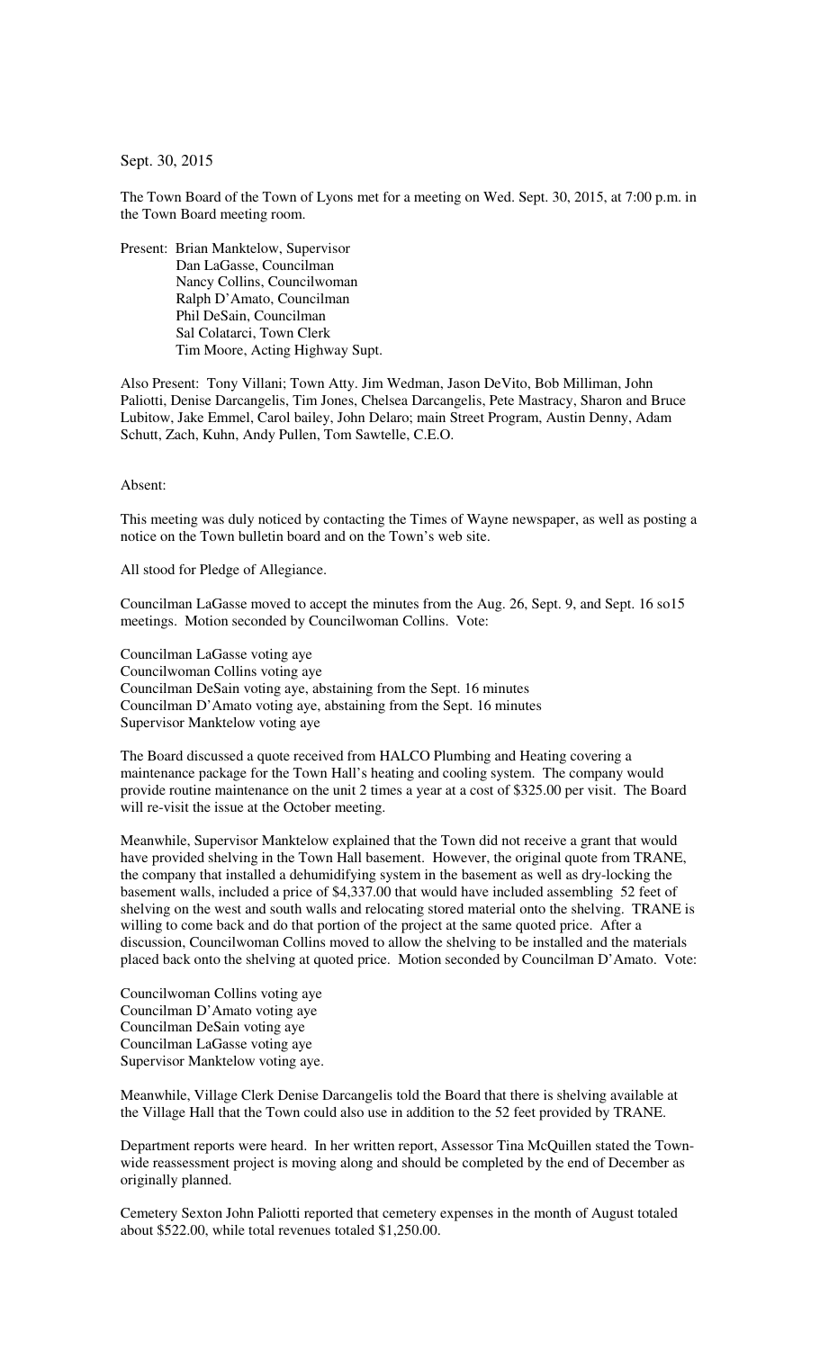Sept. 30, 2015

The Town Board of the Town of Lyons met for a meeting on Wed. Sept. 30, 2015, at 7:00 p.m. in the Town Board meeting room.

Present: Brian Manktelow, Supervisor
Dan LaGasse, Councilman
Nancy Collins, Councilwoman
Ralph D'Amato, Councilman
Phil DeSain, Councilman
Sal Colatarci, Town Clerk
Tim Moore, Acting Highway Supt.

Also Present: Tony Villani; Town Atty. Jim Wedman, Jason DeVito, Bob Milliman, John Paliotti, Denise Darcangelis, Tim Jones, Chelsea Darcangelis, Pete Mastracy, Sharon and Bruce Lubitow, Jake Emmel, Carol bailey, John Delaro; main Street Program, Austin Denny, Adam Schutt, Zach, Kuhn, Andy Pullen, Tom Sawtelle, C.E.O.

Absent:

This meeting was duly noticed by contacting the Times of Wayne newspaper, as well as posting a notice on the Town bulletin board and on the Town's web site.

All stood for Pledge of Allegiance.

Councilman LaGasse moved to accept the minutes from the Aug. 26, Sept. 9, and Sept. 16 so15 meetings. Motion seconded by Councilwoman Collins. Vote:

Councilman LaGasse voting aye
Councilwoman Collins voting aye
Councilman DeSain voting aye, abstaining from the Sept. 16 minutes
Councilman D'Amato voting aye, abstaining from the Sept. 16 minutes
Supervisor Manktelow voting aye

The Board discussed a quote received from HALCO Plumbing and Heating covering a maintenance package for the Town Hall's heating and cooling system. The company would provide routine maintenance on the unit 2 times a year at a cost of $325.00 per visit. The Board will re-visit the issue at the October meeting.

Meanwhile, Supervisor Manktelow explained that the Town did not receive a grant that would have provided shelving in the Town Hall basement. However, the original quote from TRANE, the company that installed a dehumidifying system in the basement as well as dry-locking the basement walls, included a price of $4,337.00 that would have included assembling 52 feet of shelving on the west and south walls and relocating stored material onto the shelving. TRANE is willing to come back and do that portion of the project at the same quoted price. After a discussion, Councilwoman Collins moved to allow the shelving to be installed and the materials placed back onto the shelving at quoted price. Motion seconded by Councilman D'Amato. Vote:

Councilwoman Collins voting aye
Councilman D'Amato voting aye
Councilman DeSain voting aye
Councilman LaGasse voting aye
Supervisor Manktelow voting aye.

Meanwhile, Village Clerk Denise Darcangelis told the Board that there is shelving available at the Village Hall that the Town could also use in addition to the 52 feet provided by TRANE.

Department reports were heard. In her written report, Assessor Tina McQuillen stated the Town-wide reassessment project is moving along and should be completed by the end of December as originally planned.

Cemetery Sexton John Paliotti reported that cemetery expenses in the month of August totaled about $522.00, while total revenues totaled $1,250.00.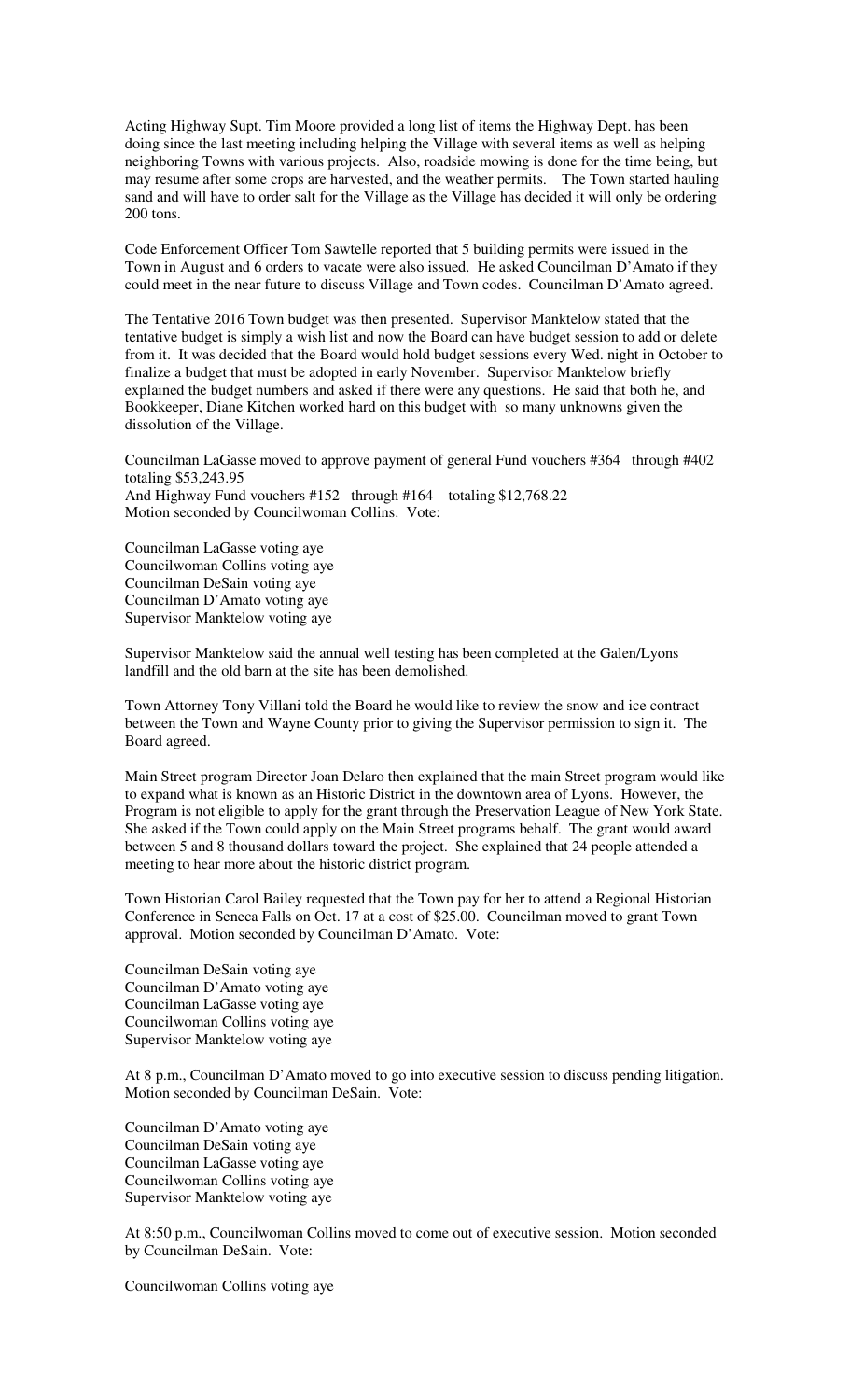Acting Highway Supt. Tim Moore provided a long list of items the Highway Dept. has been doing since the last meeting including helping the Village with several items as well as helping neighboring Towns with various projects. Also, roadside mowing is done for the time being, but may resume after some crops are harvested, and the weather permits. The Town started hauling sand and will have to order salt for the Village as the Village has decided it will only be ordering 200 tons.

Code Enforcement Officer Tom Sawtelle reported that 5 building permits were issued in the Town in August and 6 orders to vacate were also issued. He asked Councilman D'Amato if they could meet in the near future to discuss Village and Town codes. Councilman D'Amato agreed.

The Tentative 2016 Town budget was then presented. Supervisor Manktelow stated that the tentative budget is simply a wish list and now the Board can have budget session to add or delete from it. It was decided that the Board would hold budget sessions every Wed. night in October to finalize a budget that must be adopted in early November. Supervisor Manktelow briefly explained the budget numbers and asked if there were any questions. He said that both he, and Bookkeeper, Diane Kitchen worked hard on this budget with so many unknowns given the dissolution of the Village.

Councilman LaGasse moved to approve payment of general Fund vouchers #364 through #402 totaling $53,243.95
And Highway Fund vouchers #152 through #164 totaling $12,768.22
Motion seconded by Councilwoman Collins. Vote:

Councilman LaGasse voting aye
Councilwoman Collins voting aye
Councilman DeSain voting aye
Councilman D'Amato voting aye
Supervisor Manktelow voting aye

Supervisor Manktelow said the annual well testing has been completed at the Galen/Lyons landfill and the old barn at the site has been demolished.

Town Attorney Tony Villani told the Board he would like to review the snow and ice contract between the Town and Wayne County prior to giving the Supervisor permission to sign it. The Board agreed.

Main Street program Director Joan Delaro then explained that the main Street program would like to expand what is known as an Historic District in the downtown area of Lyons. However, the Program is not eligible to apply for the grant through the Preservation League of New York State. She asked if the Town could apply on the Main Street programs behalf. The grant would award between 5 and 8 thousand dollars toward the project. She explained that 24 people attended a meeting to hear more about the historic district program.

Town Historian Carol Bailey requested that the Town pay for her to attend a Regional Historian Conference in Seneca Falls on Oct. 17 at a cost of $25.00. Councilman moved to grant Town approval. Motion seconded by Councilman D'Amato. Vote:

Councilman DeSain voting aye
Councilman D'Amato voting aye
Councilman LaGasse voting aye
Councilwoman Collins voting aye
Supervisor Manktelow voting aye

At 8 p.m., Councilman D'Amato moved to go into executive session to discuss pending litigation. Motion seconded by Councilman DeSain. Vote:

Councilman D'Amato voting aye
Councilman DeSain voting aye
Councilman LaGasse voting aye
Councilwoman Collins voting aye
Supervisor Manktelow voting aye

At 8:50 p.m., Councilwoman Collins moved to come out of executive session. Motion seconded by Councilman DeSain. Vote:

Councilwoman Collins voting aye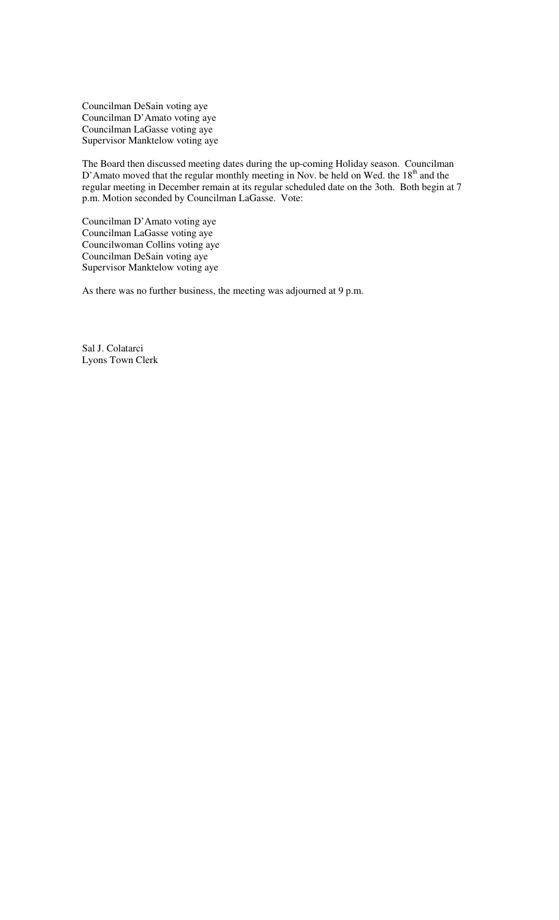Councilman DeSain voting aye
Councilman D'Amato voting aye
Councilman LaGasse voting aye
Supervisor Manktelow voting aye

The Board then discussed meeting dates during the up-coming Holiday season. Councilman D'Amato moved that the regular monthly meeting in Nov. be held on Wed. the 18th and the regular meeting in December remain at its regular scheduled date on the 3oth. Both begin at 7 p.m. Motion seconded by Councilman LaGasse. Vote:

Councilman D'Amato voting aye
Councilman LaGasse voting aye
Councilwoman Collins voting aye
Councilman DeSain voting aye
Supervisor Manktelow voting aye

As there was no further business, the meeting was adjourned at 9 p.m.

Sal J. Colatarci
Lyons Town Clerk